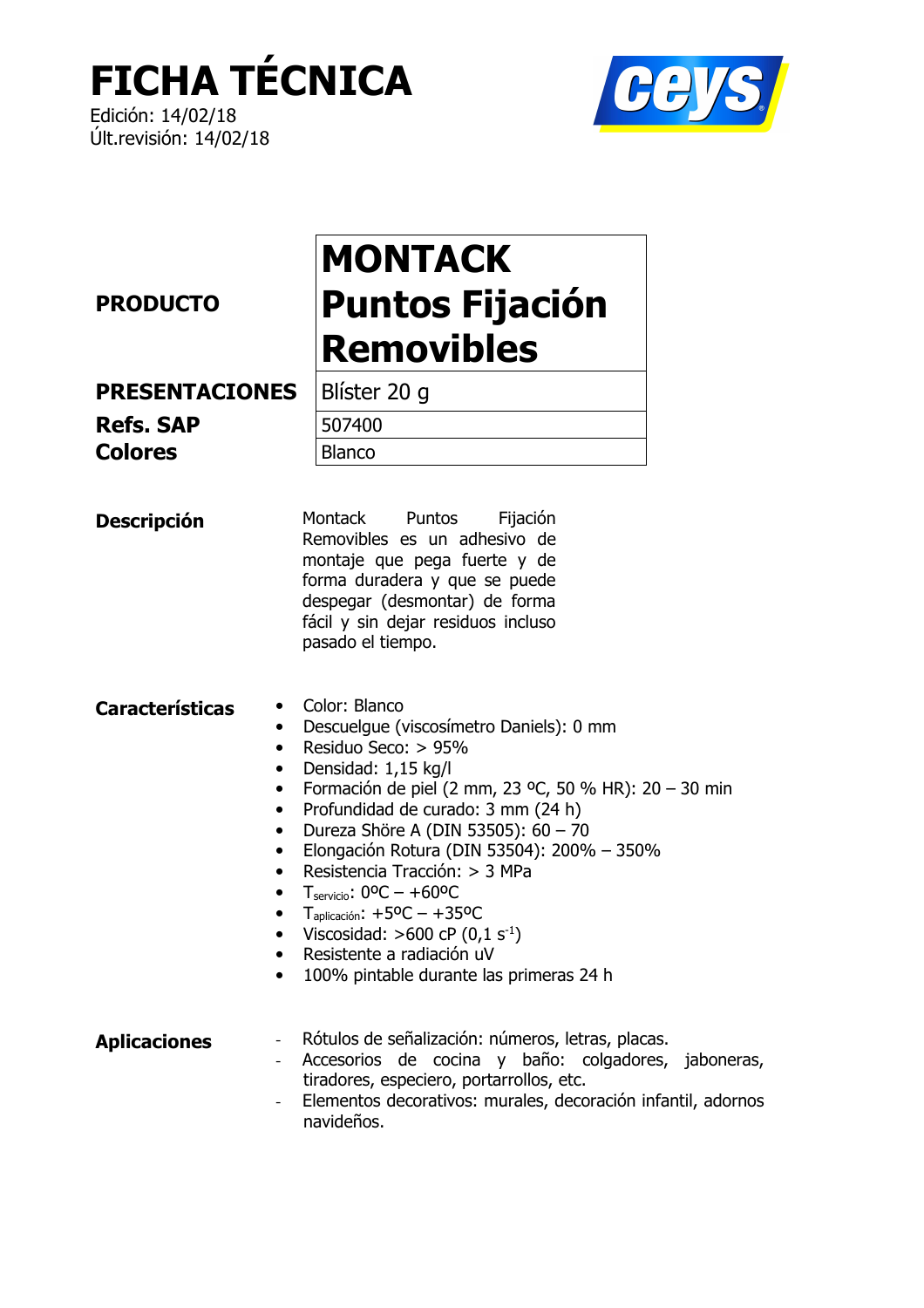# FICHA TÉCNICA

Edición: 14/02/18
Últ.revisión: 14/02/18

| | |
|---|---|
| **PRODUCTO** | **MONTACK Puntos Fijación Removibles** |
| **PRESENTACIONES** | Blíster 20 g |
| **Refs. SAP** | 507400 |
| **Colores** | Blanco |

**Descripción**

Montack Puntos Fijación Removibles es un adhesivo de montaje que pega fuerte y de forma duradera y que se puede despegar (desmontar) de forma fácil y sin dejar residuos incluso pasado el tiempo.

**Características**

- Color: Blanco
- Descuelgue (viscosímetro Daniels): 0 mm
- Residuo Seco: > 95%
- Densidad: 1,15 kg/l
- Formación de piel (2 mm, 23 ºC, 50 % HR): 20 – 30 min
- Profundidad de curado: 3 mm (24 h)
- Dureza Shöre A (DIN 53505): 60 – 70
- Elongación Rotura (DIN 53504): 200% – 350%
- Resistencia Tracción: > 3 MPa
- $T_{servicio}$: 0ºC – +60ºC
- $T_{aplicación}$: +5ºC – +35ºC
- Viscosidad: >600 cP (0,1 $s^{-1}$)
- Resistente a radiación uV
- 100% pintable durante las primeras 24 h

**Aplicaciones**

- Rótulos de señalización: números, letras, placas.
- Accesorios de cocina y baño: colgadores, jaboneras, tiradores, especiero, portarrollos, etc.
- Elementos decorativos: murales, decoración infantil, adornos navideños.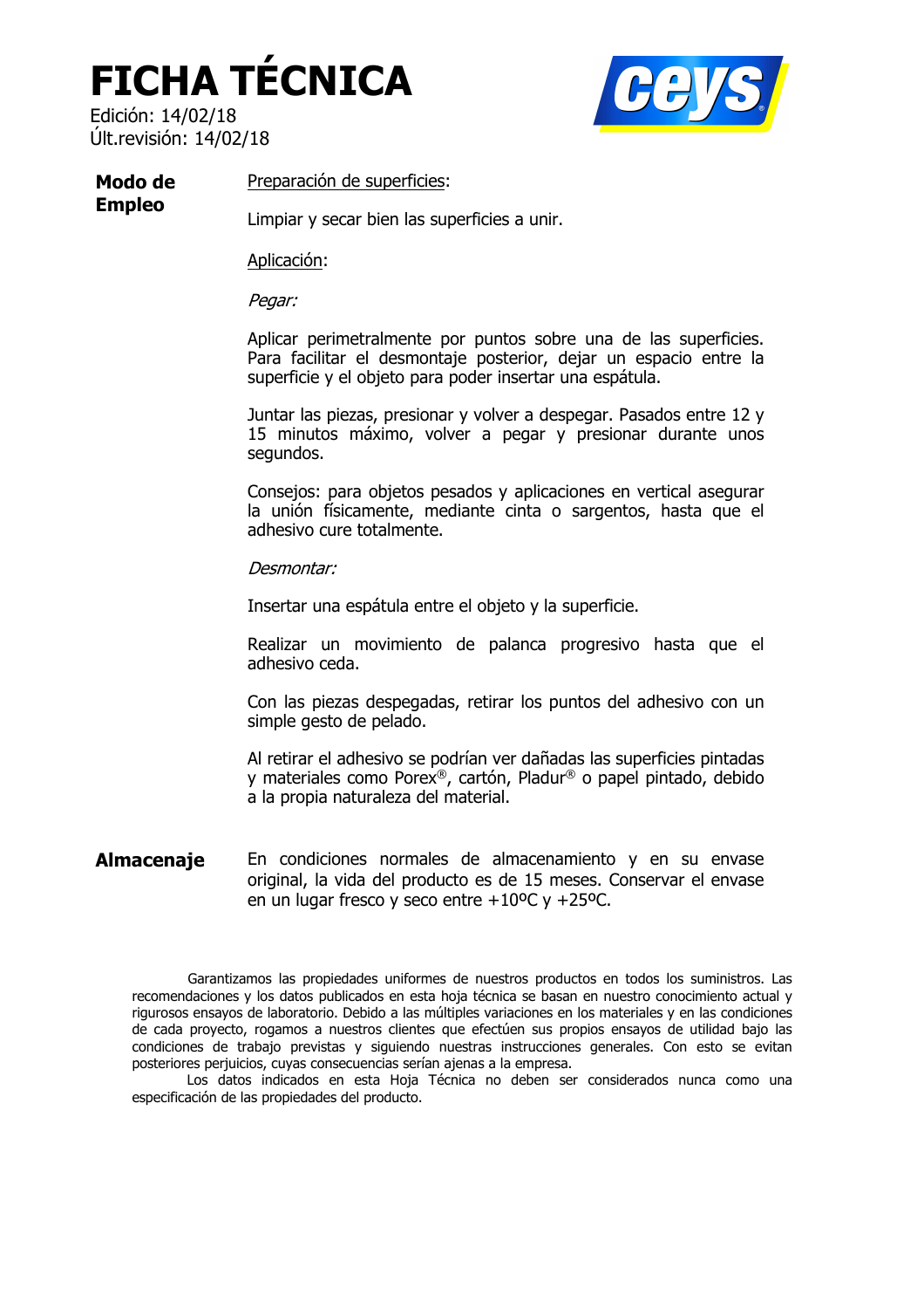# FICHA TÉCNICA

Edición: 14/02/18
Últ.revisión: 14/02/18

## Modo de Empleo

Preparación de superficies:

Limpiar y secar bien las superficies a unir.

Aplicación:

*Pegar:*

Aplicar perimetralmente por puntos sobre una de las superficies. Para facilitar el desmontaje posterior, dejar un espacio entre la superficie y el objeto para poder insertar una espátula.

Juntar las piezas, presionar y volver a despegar. Pasados entre 12 y 15 minutos máximo, volver a pegar y presionar durante unos segundos.

Consejos: para objetos pesados y aplicaciones en vertical asegurar la unión físicamente, mediante cinta o sargentos, hasta que el adhesivo cure totalmente.

*Desmontar:*

Insertar una espátula entre el objeto y la superficie.

Realizar un movimiento de palanca progresivo hasta que el adhesivo ceda.

Con las piezas despegadas, retirar los puntos del adhesivo con un simple gesto de pelado.

Al retirar el adhesivo se podrían ver dañadas las superficies pintadas y materiales como Porex®, cartón, Pladur® o papel pintado, debido a la propia naturaleza del material.

## Almacenaje

En condiciones normales de almacenamiento y en su envase original, la vida del producto es de 15 meses. Conservar el envase en un lugar fresco y seco entre +10ºC y +25ºC.

Garantizamos las propiedades uniformes de nuestros productos en todos los suministros. Las recomendaciones y los datos publicados en esta hoja técnica se basan en nuestro conocimiento actual y rigurosos ensayos de laboratorio. Debido a las múltiples variaciones en los materiales y en las condiciones de cada proyecto, rogamos a nuestros clientes que efectúen sus propios ensayos de utilidad bajo las condiciones de trabajo previstas y siguiendo nuestras instrucciones generales. Con esto se evitan posteriores perjuicios, cuyas consecuencias serían ajenas a la empresa.

Los datos indicados en esta Hoja Técnica no deben ser considerados nunca como una especificación de las propiedades del producto.